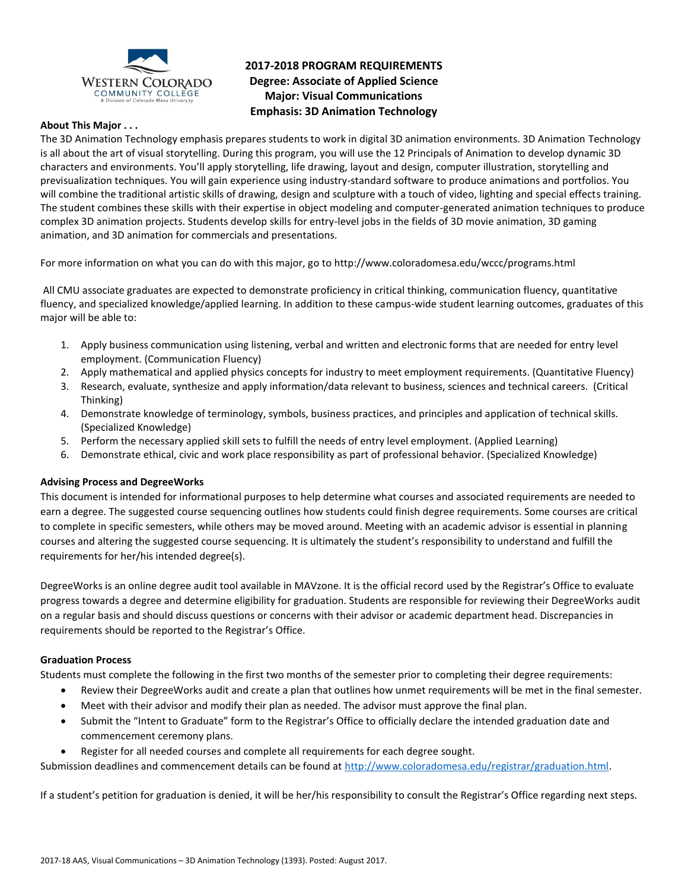# 2017-2018 PROGRAM REQUIREMENTS
## Degree: Associate of Applied Science
## Major: Visual Communications
## Emphasis: 3D Animation Technology

**About This Major . . .**

The 3D Animation Technology emphasis prepares students to work in digital 3D animation environments. 3D Animation Technology is all about the art of visual storytelling. During this program, you will use the 12 Principals of Animation to develop dynamic 3D characters and environments. You'll apply storytelling, life drawing, layout and design, computer illustration, storytelling and previsualization techniques. You will gain experience using industry-standard software to produce animations and portfolios. You will combine the traditional artistic skills of drawing, design and sculpture with a touch of video, lighting and special effects training. The student combines these skills with their expertise in object modeling and computer-generated animation techniques to produce complex 3D animation projects. Students develop skills for entry-level jobs in the fields of 3D movie animation, 3D gaming animation, and 3D animation for commercials and presentations.

For more information on what you can do with this major, go to http://www.coloradomesa.edu/wccc/programs.html

All CMU associate graduates are expected to demonstrate proficiency in critical thinking, communication fluency, quantitative fluency, and specialized knowledge/applied learning. In addition to these campus-wide student learning outcomes, graduates of this major will be able to:

1. Apply business communication using listening, verbal and written and electronic forms that are needed for entry level employment. (Communication Fluency)
2. Apply mathematical and applied physics concepts for industry to meet employment requirements. (Quantitative Fluency)
3. Research, evaluate, synthesize and apply information/data relevant to business, sciences and technical careers. (Critical Thinking)
4. Demonstrate knowledge of terminology, symbols, business practices, and principles and application of technical skills. (Specialized Knowledge)
5. Perform the necessary applied skill sets to fulfill the needs of entry level employment. (Applied Learning)
6. Demonstrate ethical, civic and work place responsibility as part of professional behavior. (Specialized Knowledge)

**Advising Process and DegreeWorks**

This document is intended for informational purposes to help determine what courses and associated requirements are needed to earn a degree. The suggested course sequencing outlines how students could finish degree requirements. Some courses are critical to complete in specific semesters, while others may be moved around. Meeting with an academic advisor is essential in planning courses and altering the suggested course sequencing. It is ultimately the student's responsibility to understand and fulfill the requirements for her/his intended degree(s).

DegreeWorks is an online degree audit tool available in MAVzone. It is the official record used by the Registrar's Office to evaluate progress towards a degree and determine eligibility for graduation. Students are responsible for reviewing their DegreeWorks audit on a regular basis and should discuss questions or concerns with their advisor or academic department head. Discrepancies in requirements should be reported to the Registrar's Office.

**Graduation Process**

Students must complete the following in the first two months of the semester prior to completing their degree requirements:

- Review their DegreeWorks audit and create a plan that outlines how unmet requirements will be met in the final semester.
- Meet with their advisor and modify their plan as needed. The advisor must approve the final plan.
- Submit the "Intent to Graduate" form to the Registrar's Office to officially declare the intended graduation date and commencement ceremony plans.
- Register for all needed courses and complete all requirements for each degree sought.

Submission deadlines and commencement details can be found at http://www.coloradomesa.edu/registrar/graduation.html.

If a student's petition for graduation is denied, it will be her/his responsibility to consult the Registrar's Office regarding next steps.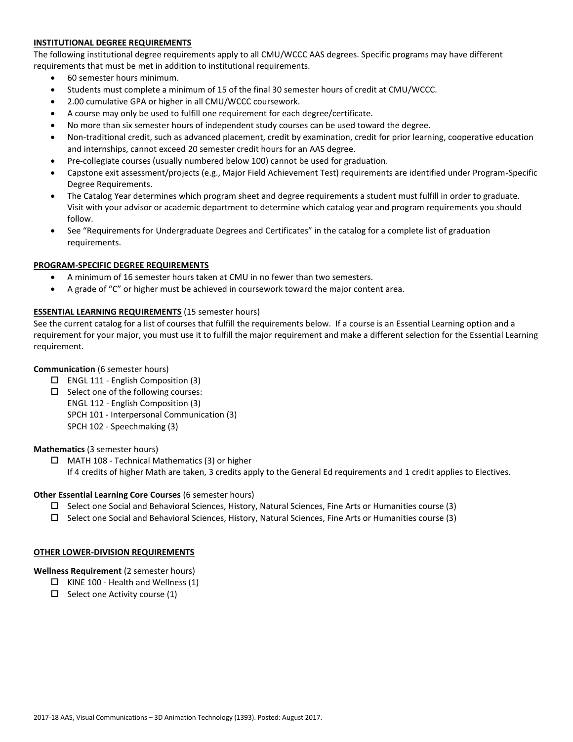## INSTITUTIONAL DEGREE REQUIREMENTS

The following institutional degree requirements apply to all CMU/WCCC AAS degrees. Specific programs may have different requirements that must be met in addition to institutional requirements.

- 60 semester hours minimum.
- Students must complete a minimum of 15 of the final 30 semester hours of credit at CMU/WCCC.
- 2.00 cumulative GPA or higher in all CMU/WCCC coursework.
- A course may only be used to fulfill one requirement for each degree/certificate.
- No more than six semester hours of independent study courses can be used toward the degree.
- Non-traditional credit, such as advanced placement, credit by examination, credit for prior learning, cooperative education and internships, cannot exceed 20 semester credit hours for an AAS degree.
- Pre-collegiate courses (usually numbered below 100) cannot be used for graduation.
- Capstone exit assessment/projects (e.g., Major Field Achievement Test) requirements are identified under Program-Specific Degree Requirements.
- The Catalog Year determines which program sheet and degree requirements a student must fulfill in order to graduate. Visit with your advisor or academic department to determine which catalog year and program requirements you should follow.
- See "Requirements for Undergraduate Degrees and Certificates" in the catalog for a complete list of graduation requirements.

## PROGRAM-SPECIFIC DEGREE REQUIREMENTS

- A minimum of 16 semester hours taken at CMU in no fewer than two semesters.
- A grade of "C" or higher must be achieved in coursework toward the major content area.

## ESSENTIAL LEARNING REQUIREMENTS (15 semester hours)

See the current catalog for a list of courses that fulfill the requirements below. If a course is an Essential Learning option and a requirement for your major, you must use it to fulfill the major requirement and make a different selection for the Essential Learning requirement.

**Communication** (6 semester hours)

- ☐ ENGL 111 - English Composition (3)
- ☐ Select one of the following courses:
  ENGL 112 - English Composition (3)
  SPCH 101 - Interpersonal Communication (3)
  SPCH 102 - Speechmaking (3)

**Mathematics** (3 semester hours)

- ☐ MATH 108 - Technical Mathematics (3) or higher
  If 4 credits of higher Math are taken, 3 credits apply to the General Ed requirements and 1 credit applies to Electives.

**Other Essential Learning Core Courses** (6 semester hours)

- ☐ Select one Social and Behavioral Sciences, History, Natural Sciences, Fine Arts or Humanities course (3)
- ☐ Select one Social and Behavioral Sciences, History, Natural Sciences, Fine Arts or Humanities course (3)

## OTHER LOWER-DIVISION REQUIREMENTS

**Wellness Requirement** (2 semester hours)

- ☐ KINE 100 - Health and Wellness (1)
- ☐ Select one Activity course (1)

2017-18 AAS, Visual Communications – 3D Animation Technology (1393). Posted: August 2017.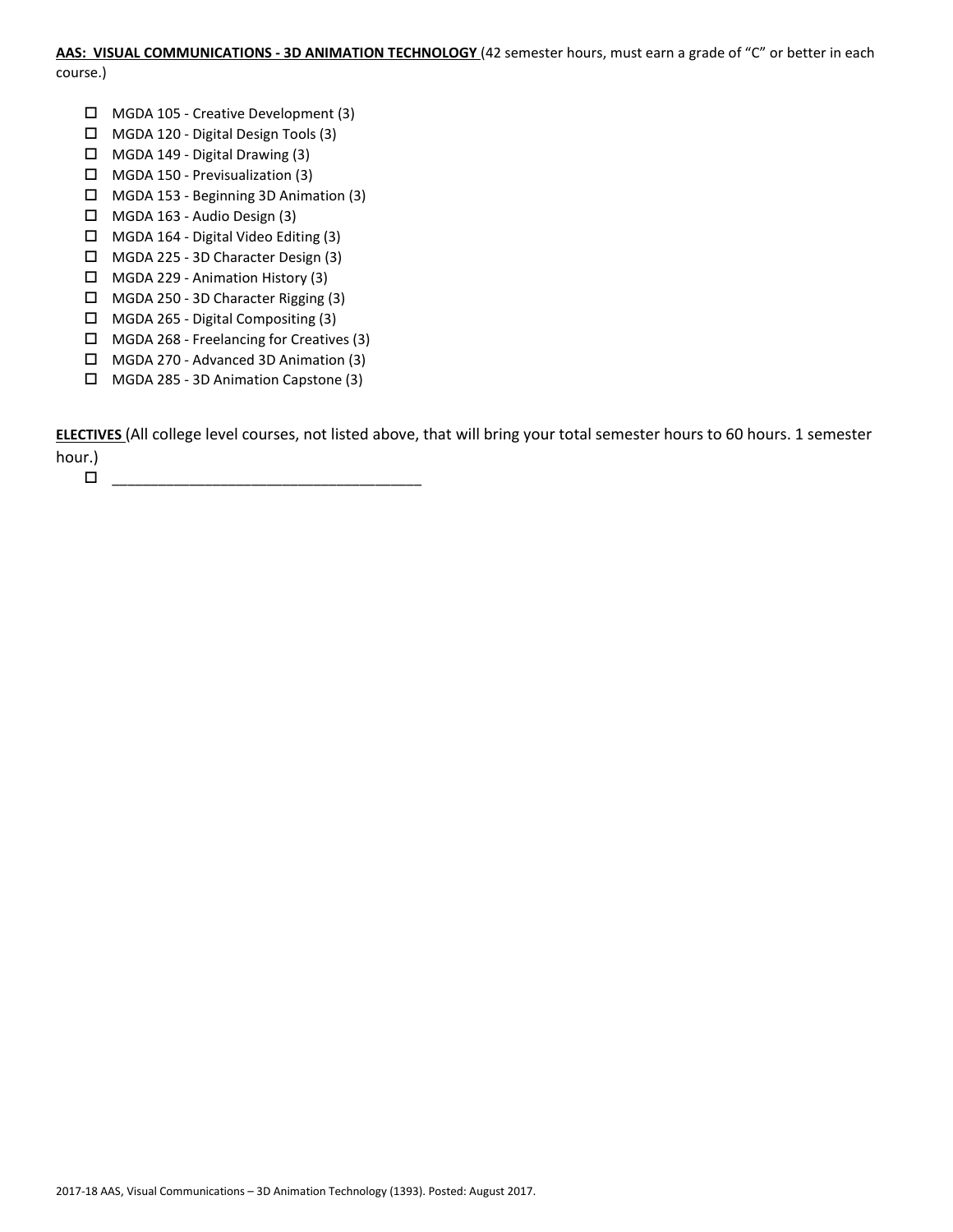**AAS: VISUAL COMMUNICATIONS - 3D ANIMATION TECHNOLOGY** (42 semester hours, must earn a grade of "C" or better in each course.)

- ☐ MGDA 105 - Creative Development (3)
- ☐ MGDA 120 - Digital Design Tools (3)
- ☐ MGDA 149 - Digital Drawing (3)
- ☐ MGDA 150 - Previsualization (3)
- ☐ MGDA 153 - Beginning 3D Animation (3)
- ☐ MGDA 163 - Audio Design (3)
- ☐ MGDA 164 - Digital Video Editing (3)
- ☐ MGDA 225 - 3D Character Design (3)
- ☐ MGDA 229 - Animation History (3)
- ☐ MGDA 250 - 3D Character Rigging (3)
- ☐ MGDA 265 - Digital Compositing (3)
- ☐ MGDA 268 - Freelancing for Creatives (3)
- ☐ MGDA 270 - Advanced 3D Animation (3)
- ☐ MGDA 285 - 3D Animation Capstone (3)

**ELECTIVES** (All college level courses, not listed above, that will bring your total semester hours to 60 hours. 1 semester hour.)

- ☐ ______________________________________

2017-18 AAS, Visual Communications – 3D Animation Technology (1393). Posted: August 2017.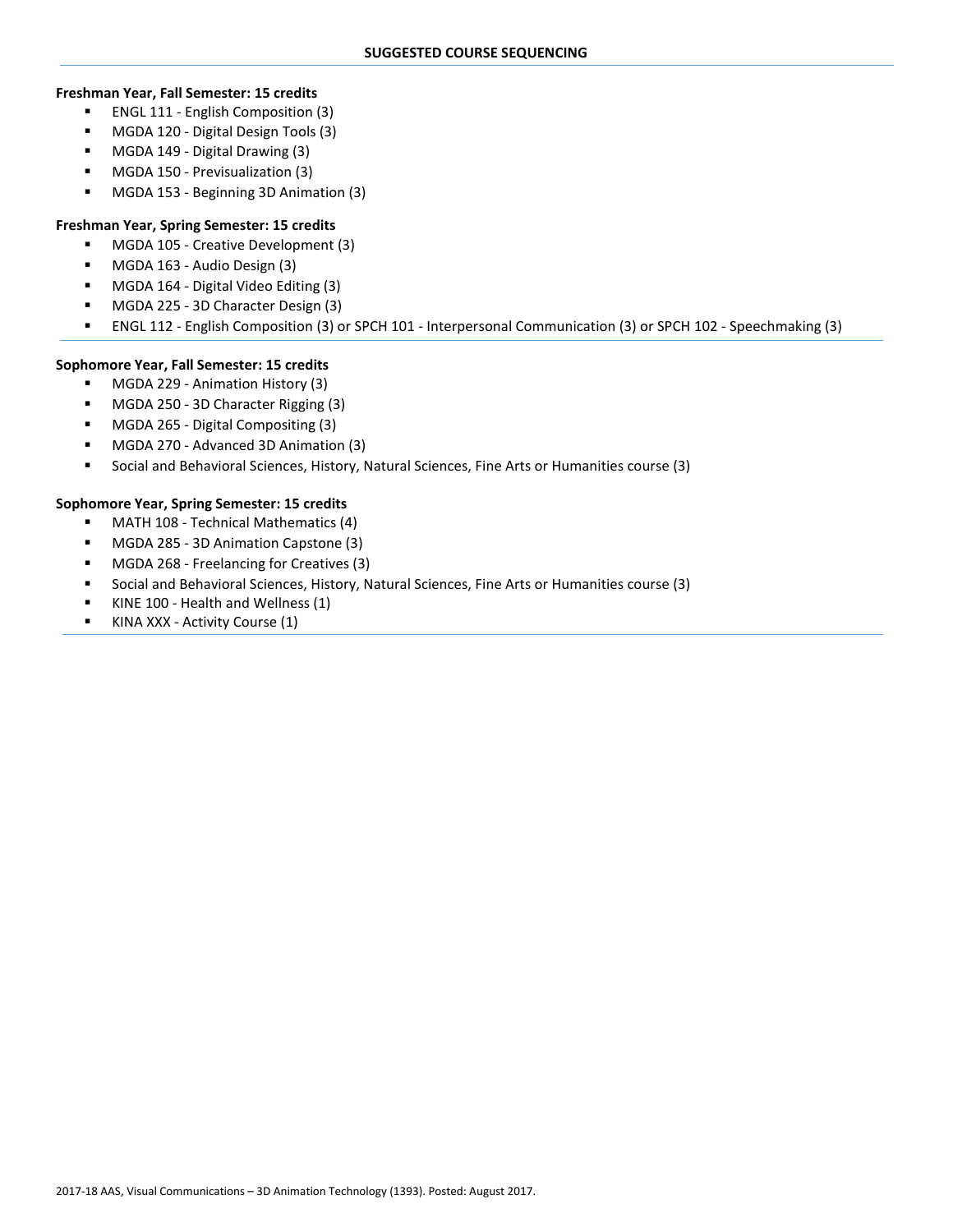## SUGGESTED COURSE SEQUENCING

**Freshman Year, Fall Semester: 15 credits**

- ENGL 111 - English Composition (3)
- MGDA 120 - Digital Design Tools (3)
- MGDA 149 - Digital Drawing (3)
- MGDA 150 - Previsualization (3)
- MGDA 153 - Beginning 3D Animation (3)

**Freshman Year, Spring Semester: 15 credits**

- MGDA 105 - Creative Development (3)
- MGDA 163 - Audio Design (3)
- MGDA 164 - Digital Video Editing (3)
- MGDA 225 - 3D Character Design (3)
- ENGL 112 - English Composition (3) or SPCH 101 - Interpersonal Communication (3) or SPCH 102 - Speechmaking (3)

**Sophomore Year, Fall Semester: 15 credits**

- MGDA 229 - Animation History (3)
- MGDA 250 - 3D Character Rigging (3)
- MGDA 265 - Digital Compositing (3)
- MGDA 270 - Advanced 3D Animation (3)
- Social and Behavioral Sciences, History, Natural Sciences, Fine Arts or Humanities course (3)

**Sophomore Year, Spring Semester: 15 credits**

- MATH 108 - Technical Mathematics (4)
- MGDA 285 - 3D Animation Capstone (3)
- MGDA 268 - Freelancing for Creatives (3)
- Social and Behavioral Sciences, History, Natural Sciences, Fine Arts or Humanities course (3)
- KINE 100 - Health and Wellness (1)
- KINA XXX - Activity Course (1)